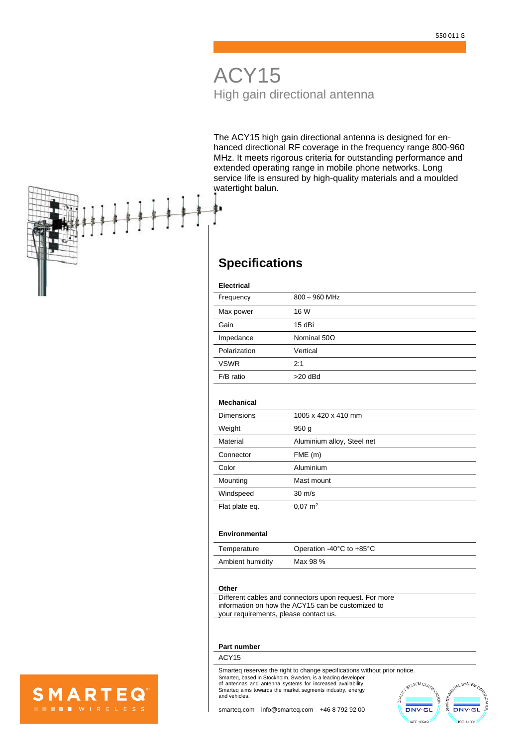550 011 G

# ACY15

## High gain directional antenna

The ACY15 high gain directional antenna is designed for enhanced directional RF coverage in the frequency range 800-960 MHz. It meets rigorous criteria for outstanding performance and extended operating range in mobile phone networks. Long service life is ensured by high-quality materials and a moulded watertight balun.

## Specifications

**Electrical**

| | |
|---|---|
| Frequency | 800 – 960 MHz |
| Max power | 16 W |
| Gain | 15 dBi |
| Impedance | Nominal 50Ω |
| Polarization | Vertical |
| VSWR | 2:1 |
| F/B ratio | >20 dBd |

**Mechanical**

| | |
|---|---|
| Dimensions | 1005 x 420 x 410 mm |
| Weight | 950 g |
| Material | Aluminium alloy, Steel net |
| Connector | FME (m) |
| Color | Aluminium |
| Mounting | Mast mount |
| Windspeed | 30 m/s |
| Flat plate eq. | 0,07 $m^2$ |

**Environmental**

| | |
|---|---|
| Temperature | Operation -40°C to +85°C |
| Ambient humidity | Max 98 % |

**Other**

Different cables and connectors upon request. For more information on how the ACY15 can be customized to your requirements, please contact us.

**Part number**

ACY15

Smarteq reserves the right to change specifications without prior notice.

Smarteq, based in Stockholm, Sweden, is a leading developer of antennas and antenna systems for increased availability. Smarteq aims towards the market segments industry, energy and vehicles.

smarteq.com info@smarteq.com +46 8 792 92 00

SMARTEQ WIRELESS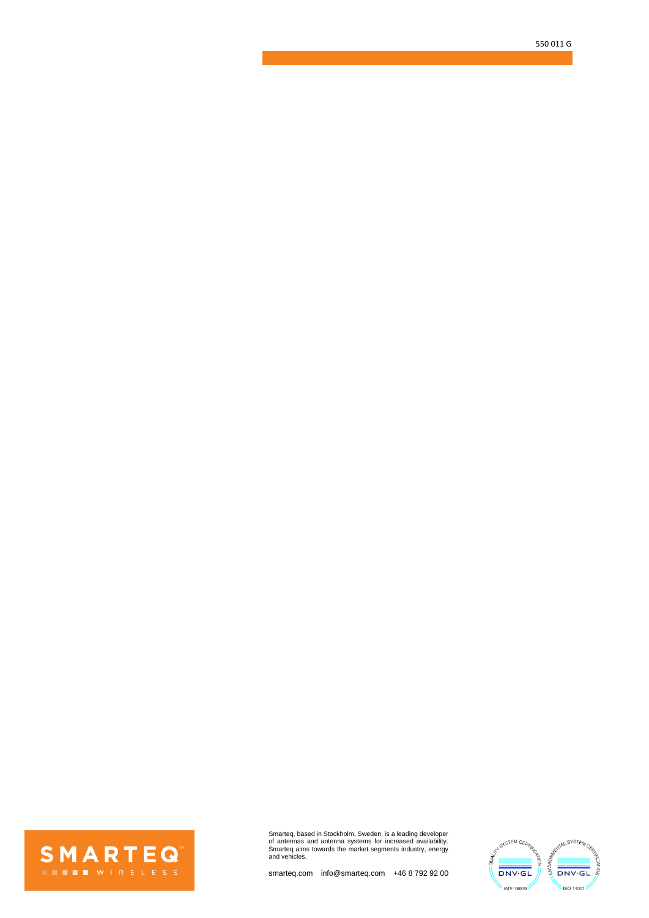Smarteq, based in Stockholm, Sweden, is a leading developer of antennas and antenna systems for increased availability. Smarteq aims towards the market segments industry, energy and vehicles.

smarteq.com info@smarteq.com +46 8 792 92 00